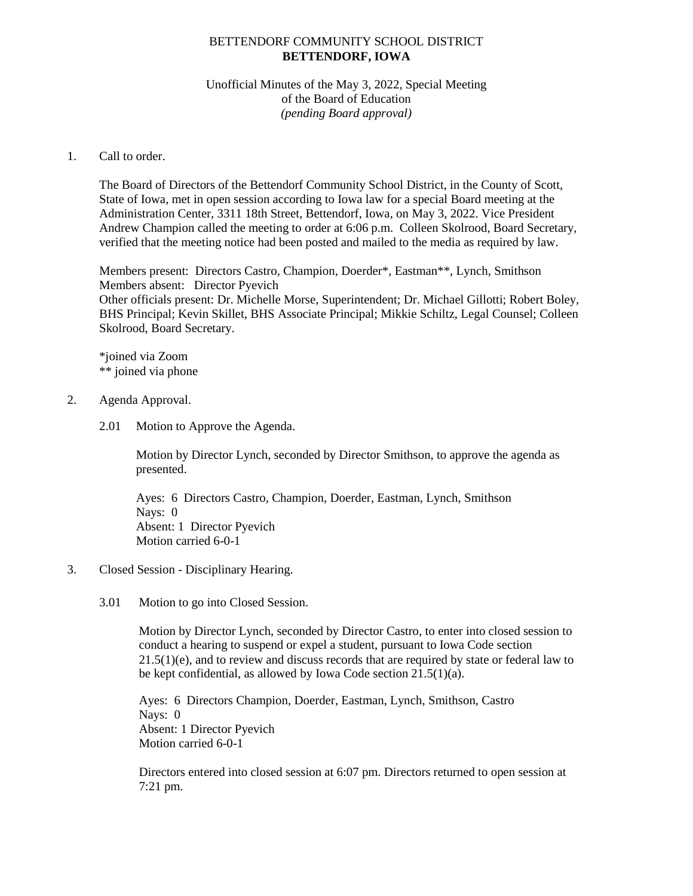# BETTENDORF COMMUNITY SCHOOL DISTRICT
## BETTENDORF, IOWA

Unofficial Minutes of the May 3, 2022, Special Meeting
of the Board of Education
*(pending Board approval)*

1. Call to order.

   The Board of Directors of the Bettendorf Community School District, in the County of Scott, State of Iowa, met in open session according to Iowa law for a special Board meeting at the Administration Center, 3311 18th Street, Bettendorf, Iowa, on May 3, 2022. Vice President Andrew Champion called the meeting to order at 6:06 p.m. Colleen Skolrood, Board Secretary, verified that the meeting notice had been posted and mailed to the media as required by law.

   Members present: Directors Castro, Champion, Doerder*, Eastman**, Lynch, Smithson
   Members absent: Director Pyevich
   Other officials present: Dr. Michelle Morse, Superintendent; Dr. Michael Gillotti; Robert Boley, BHS Principal; Kevin Skillet, BHS Associate Principal; Mikkie Schiltz, Legal Counsel; Colleen Skolrood, Board Secretary.

   *joined via Zoom
   ** joined via phone

2. Agenda Approval.

   2.01 Motion to Approve the Agenda.

   Motion by Director Lynch, seconded by Director Smithson, to approve the agenda as presented.

   Ayes: 6 Directors Castro, Champion, Doerder, Eastman, Lynch, Smithson
   Nays: 0
   Absent: 1 Director Pyevich
   Motion carried 6-0-1

3. Closed Session - Disciplinary Hearing.

   3.01 Motion to go into Closed Session.

   Motion by Director Lynch, seconded by Director Castro, to enter into closed session to conduct a hearing to suspend or expel a student, pursuant to Iowa Code section 21.5(1)(e), and to review and discuss records that are required by state or federal law to be kept confidential, as allowed by Iowa Code section 21.5(1)(a).

   Ayes: 6 Directors Champion, Doerder, Eastman, Lynch, Smithson, Castro
   Nays: 0
   Absent: 1 Director Pyevich
   Motion carried 6-0-1

   Directors entered into closed session at 6:07 pm. Directors returned to open session at 7:21 pm.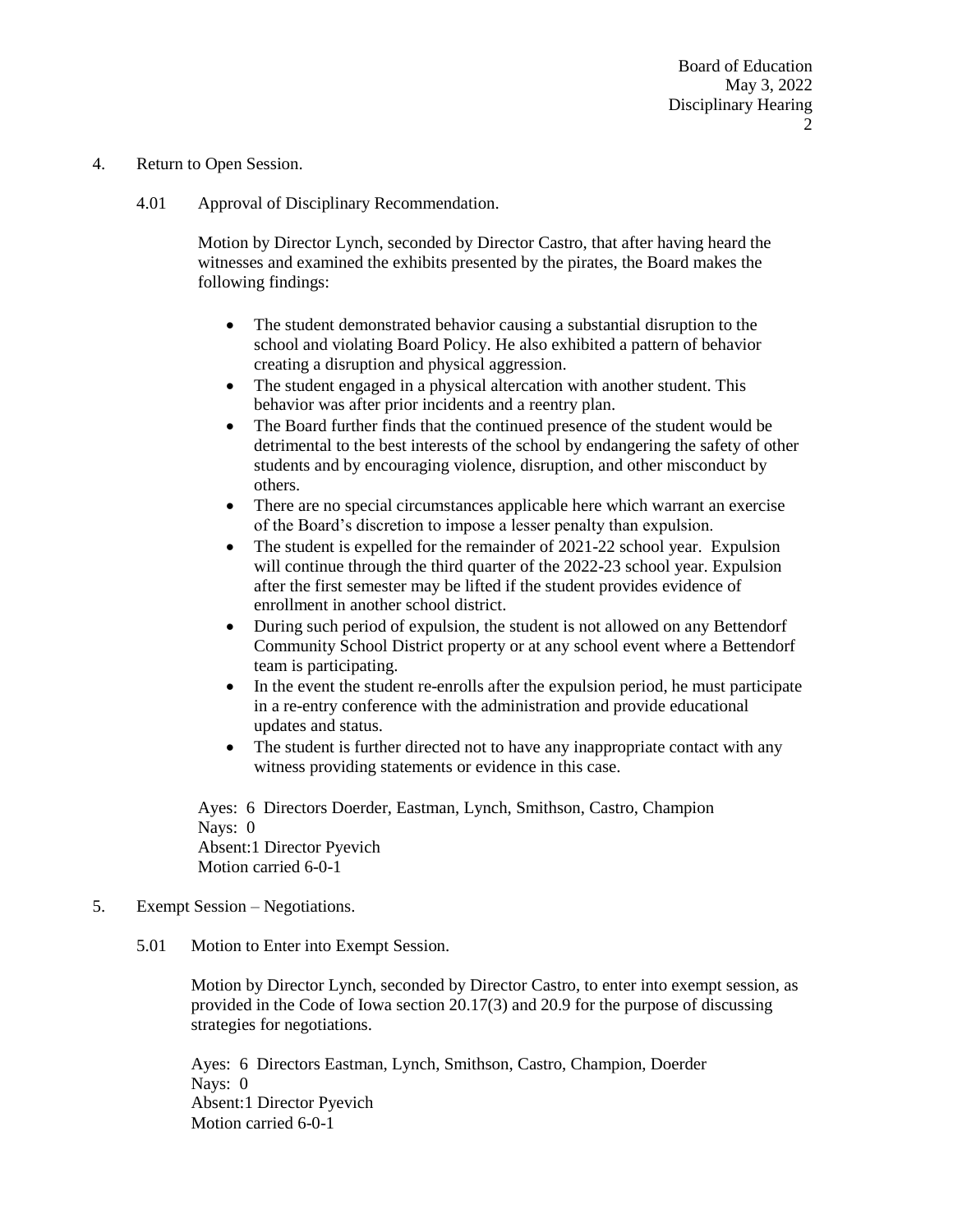4. Return to Open Session.

4.01 Approval of Disciplinary Recommendation.

Motion by Director Lynch, seconded by Director Castro, that after having heard the witnesses and examined the exhibits presented by the pirates, the Board makes the following findings:

- The student demonstrated behavior causing a substantial disruption to the school and violating Board Policy. He also exhibited a pattern of behavior creating a disruption and physical aggression.
- The student engaged in a physical altercation with another student. This behavior was after prior incidents and a reentry plan.
- The Board further finds that the continued presence of the student would be detrimental to the best interests of the school by endangering the safety of other students and by encouraging violence, disruption, and other misconduct by others.
- There are no special circumstances applicable here which warrant an exercise of the Board's discretion to impose a lesser penalty than expulsion.
- The student is expelled for the remainder of 2021-22 school year. Expulsion will continue through the third quarter of the 2022-23 school year. Expulsion after the first semester may be lifted if the student provides evidence of enrollment in another school district.
- During such period of expulsion, the student is not allowed on any Bettendorf Community School District property or at any school event where a Bettendorf team is participating.
- In the event the student re-enrolls after the expulsion period, he must participate in a re-entry conference with the administration and provide educational updates and status.
- The student is further directed not to have any inappropriate contact with any witness providing statements or evidence in this case.

Ayes: 6 Directors Doerder, Eastman, Lynch, Smithson, Castro, Champion
Nays: 0
Absent:1 Director Pyevich
Motion carried 6-0-1

5. Exempt Session – Negotiations.

5.01 Motion to Enter into Exempt Session.

Motion by Director Lynch, seconded by Director Castro, to enter into exempt session, as provided in the Code of Iowa section 20.17(3) and 20.9 for the purpose of discussing strategies for negotiations.

Ayes: 6 Directors Eastman, Lynch, Smithson, Castro, Champion, Doerder
Nays: 0
Absent:1 Director Pyevich
Motion carried 6-0-1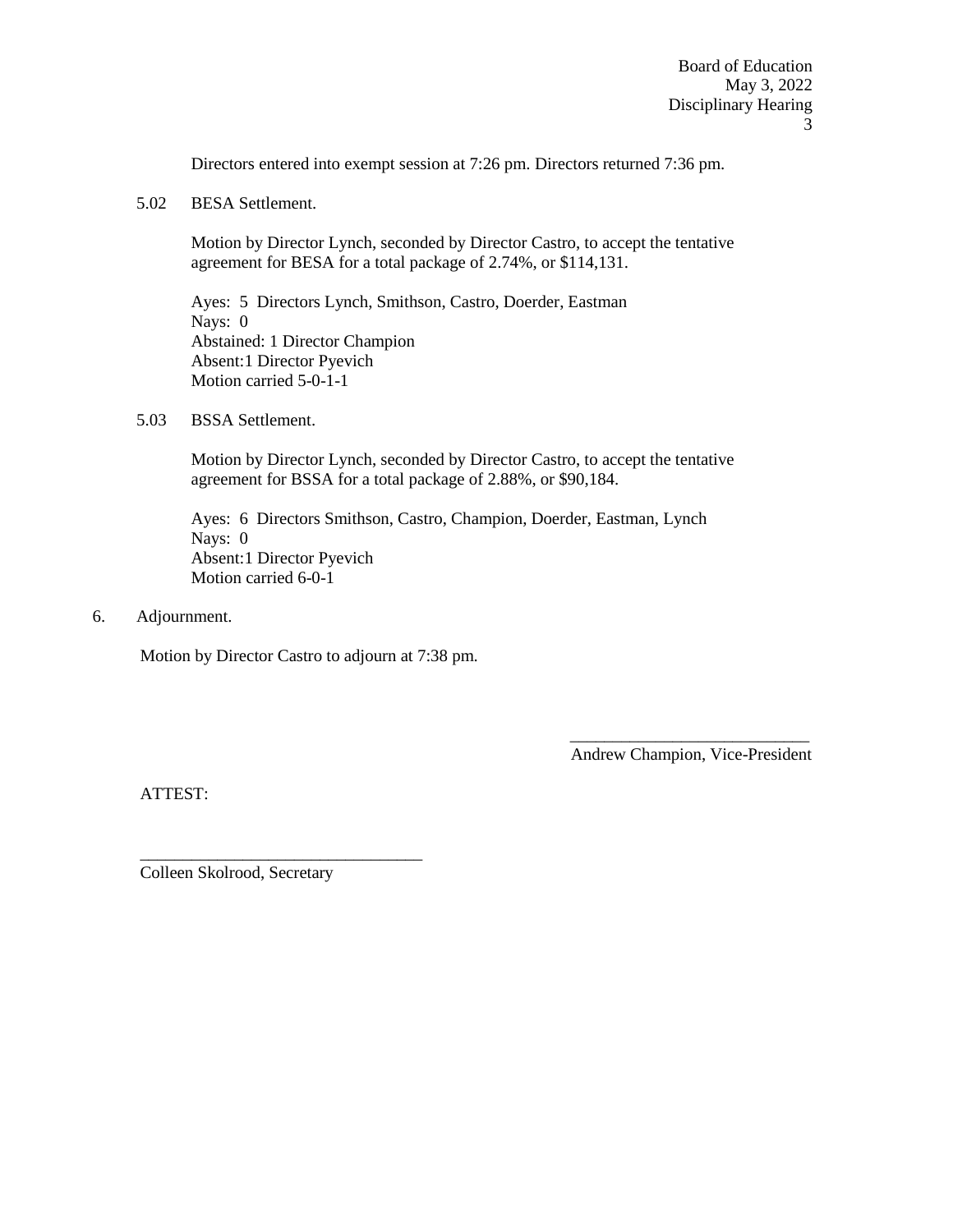Directors entered into exempt session at 7:26 pm. Directors returned 7:36 pm.

5.02 BESA Settlement.

Motion by Director Lynch, seconded by Director Castro, to accept the tentative agreement for BESA for a total package of 2.74%, or $114,131.

Ayes: 5 Directors Lynch, Smithson, Castro, Doerder, Eastman
Nays: 0
Abstained: 1 Director Champion
Absent:1 Director Pyevich
Motion carried 5-0-1-1

5.03 BSSA Settlement.

Motion by Director Lynch, seconded by Director Castro, to accept the tentative agreement for BSSA for a total package of 2.88%, or $90,184.

Ayes: 6 Directors Smithson, Castro, Champion, Doerder, Eastman, Lynch
Nays: 0
Absent:1 Director Pyevich
Motion carried 6-0-1

6. Adjournment.

Motion by Director Castro to adjourn at 7:38 pm.

____________________________
Andrew Champion, Vice-President

ATTEST:

________________________________
Colleen Skolrood, Secretary